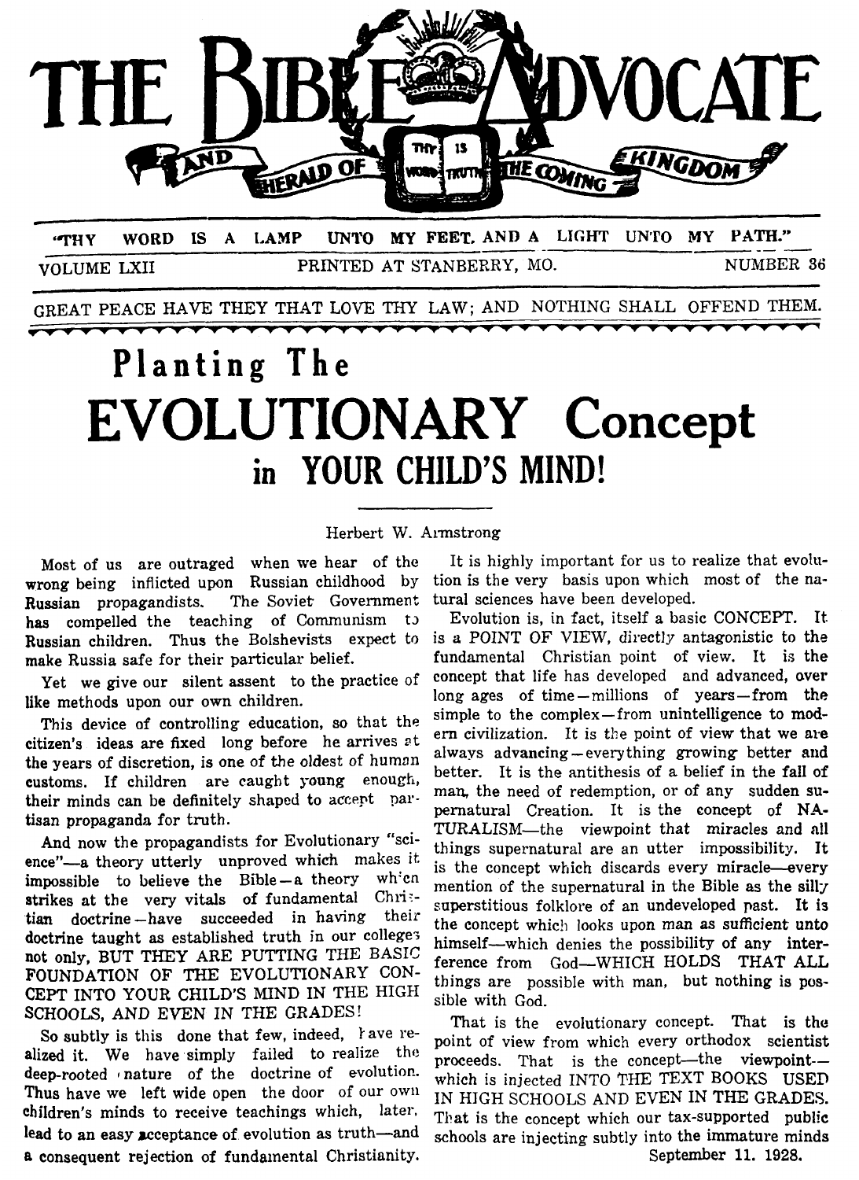# THE BIBLE ADVOCATE

AND HERALD OF THE COMING KINGDOM

"THY WORD IS A LAMP UNTO MY FEET, AND A LIGHT UNTO MY PATH."

VOLUME LXII — PRINTED AT STANBERRY, MO. — NUMBER 36

GREAT PEACE HAVE THEY THAT LOVE THY LAW; AND NOTHING SHALL OFFEND THEM.

# Planting The EVOLUTIONARY Concept in YOUR CHILD'S MIND!

Herbert W. Armstrong

Most of us are outraged when we hear of the wrong being inflicted upon Russian childhood by Russian propagandists. The Soviet Government has compelled the teaching of Communism to Russian children. Thus the Bolshevists expect to make Russia safe for their particular belief.

Yet we give our silent assent to the practice of like methods upon our own children.

This device of controlling education, so that the citizen's ideas are fixed long before he arrives at the years of discretion, is one of the oldest of human customs. If children are caught young enough, their minds can be definitely shaped to accept partisan propaganda for truth.

And now the propagandists for Evolutionary "science"—a theory utterly unproved which makes it impossible to believe the Bible—a theory which strikes at the very vitals of fundamental Christian doctrine—have succeeded in having their doctrine taught as established truth in our colleges not only, BUT THEY ARE PUTTING THE BASIC FOUNDATION OF THE EVOLUTIONARY CONCEPT INTO YOUR CHILD'S MIND IN THE HIGH SCHOOLS, AND EVEN IN THE GRADES!

So subtly is this done that few, indeed, have realized it. We have simply failed to realize the deep-rooted nature of the doctrine of evolution. Thus have we left wide open the door of our own children's minds to receive teachings which, later, lead to an easy acceptance of evolution as truth—and a consequent rejection of fundamental Christianity.

It is highly important for us to realize that evolution is the very basis upon which most of the natural sciences have been developed.

Evolution is, in fact, itself a basic CONCEPT. It is a POINT OF VIEW, directly antagonistic to the fundamental Christian point of view. It is the concept that life has developed and advanced, over long ages of time—millions of years—from the simple to the complex—from unintelligence to modern civilization. It is the point of view that we are always advancing—everything growing better and better. It is the antithesis of a belief in the fall of man, the need of redemption, or of any sudden supernatural Creation. It is the concept of NATURALISM—the viewpoint that miracles and all things supernatural are an utter impossibility. It is the concept which discards every miracle—every mention of the supernatural in the Bible as the silly superstitious folklore of an undeveloped past. It is the concept which looks upon man as sufficient unto himself—which denies the possibility of any interference from God—WHICH HOLDS THAT ALL things are possible with man, but nothing is possible with God.

That is the evolutionary concept. That is the point of view from which every orthodox scientist proceeds. That is the concept—the viewpoint—which is injected INTO THE TEXT BOOKS USED IN HIGH SCHOOLS AND EVEN IN THE GRADES. That is the concept which our tax-supported public schools are injecting subtly into the immature minds

September 11, 1928.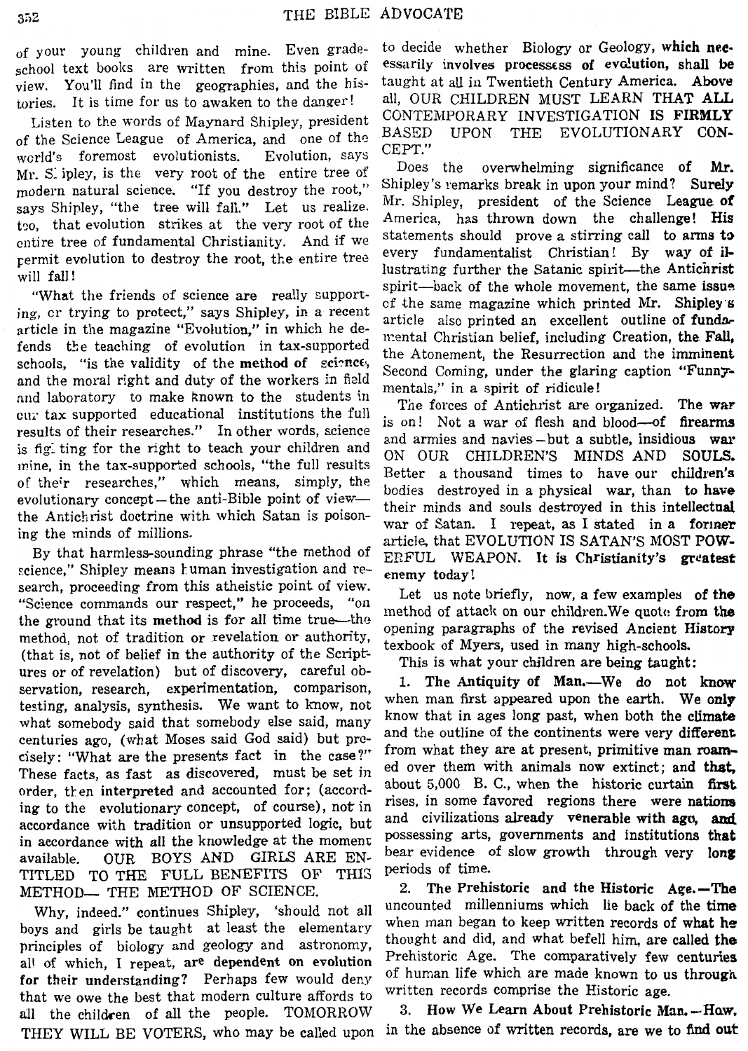of your young children and mine. Even grade-school text books are written from this point of view. You'll find in the geographies, and the histories. It is time for us to awaken to the danger!

Listen to the words of Maynard Shipley, president of the Science League of America, and one of the world's foremost evolutionists. Evolution, says Mr. Shipley, is the very root of the entire tree of modern natural science. "If you destroy the root," says Shipley, "the tree will fall." Let us realize, too, that evolution strikes at the very root of the entire tree of fundamental Christianity. And if we permit evolution to destroy the root, the entire tree will fall!

"What the friends of science are really supporting, or trying to protect," says Shipley, in a recent article in the magazine "Evolution," in which he defends the teaching of evolution in tax-supported schools, "is the validity of the **method of** science, and the moral right and duty of the workers in field and laboratory to make known to the students in our tax supported educational institutions the full results of their researches." In other words, science is fighting for the right to teach your children and mine, in the tax-supported schools, "the full results of their researches," which means, simply, the evolutionary concept—the anti-Bible point of view—the Antichrist doctrine with which Satan is poisoning the minds of millions.

By that harmless-sounding phrase "the method of science," Shipley means human investigation and research, proceeding from this atheistic point of view. "Science commands our respect," he proceeds, "on the ground that its **method** is for all time true—the method, not of tradition or revelation or authority, (that is, not of belief in the authority of the Scriptures or of revelation) but of discovery, careful observation, research, experimentation, comparison, testing, analysis, synthesis. We want to know, not what somebody said that somebody else said, many centuries ago, (what Moses said God said) but precisely: "What are the presents fact in the case?" These facts, as fast as discovered, must be set in order, then **interpreted** and accounted for; (according to the evolutionary concept, of course), not in accordance with tradition or unsupported logic, but in accordance with all the knowledge at the moment available. OUR BOYS AND GIRLS ARE ENTITLED TO THE FULL BENEFITS OF THIS METHOD— THE METHOD OF SCIENCE.

Why, indeed." continues Shipley, 'should not all boys and girls be taught at least the elementary principles of biology and geology and astronomy, all of which, I repeat, **are dependent on evolution for their understanding?** Perhaps few would deny that we owe the best that modern culture affords to all the children of all the people. TOMORROW THEY WILL BE VOTERS, who may be called upon to decide whether Biology or Geology, **which necessarily involves processes of evolution, shall be** taught at all in Twentieth Century America. **Above** all, OUR CHILDREN MUST LEARN THAT ALL CONTEMPORARY INVESTIGATION IS **FIRMLY** BASED UPON THE EVOLUTIONARY CONCEPT."

Does the overwhelming significance of **Mr.** Shipley's remarks break in upon your mind? **Surely** Mr. Shipley, president of the Science **League of** America, has thrown down the challenge! **His** statements should prove a stirring call to **arms to** every fundamentalist Christian! By way of **il**lustrating further the Satanic spirit—the **Antichrist** spirit—back of the whole movement, the same **issue** of the same magazine which printed Mr. **Shipley's** article also printed an excellent outline of **funda**mental Christian belief, including Creation, **the Fall,** the Atonement, the Resurrection and the **imminent** Second Coming, under the glaring caption "Funnymentals," in a spirit of ridicule!

The forces of Antichrist are organized. **The war** is on! Not a war of flesh and blood—of **firearms** and armies and navies—but a subtle, insidious **war** ON OUR CHILDREN'S MINDS AND **SOULS.** Better a thousand times to have our **children's** bodies destroyed in a physical war, than **to have** their minds and souls destroyed in this **intellectual** war of Satan. I repeat, as I stated in a **former** article, that EVOLUTION IS SATAN'S MOST POWERFUL WEAPON. **It is Christianity's greatest enemy today!**

Let us note briefly, now, a few examples **of the** method of attack on our children. We quote **from the** opening paragraphs of the revised Ancient **History** texbook of Myers, used in many high-schools.

This is what your children are being taught:

1. **The Antiquity of Man.**—We do not **know** when man first appeared upon the earth. We **only** know that in ages long past, when both the **climate** and the outline of the continents were very **different** from what they are at present, primitive man **roamed** over them with animals now extinct; and **that,** about 5,000 B. C., when the historic curtain **first** rises, in some favored regions there were **nations** and civilizations **already venerable with age, and** possessing arts, governments and institutions **that** bear evidence of slow growth through very **long** periods of time.

2. **The Prehistoric and the Historic Age.**—**The** uncounted millenniums which lie back of the **time** when man began to keep written records of **what he** thought and did, and what befell him, are called **the** Prehistoric Age. The comparatively few **centuries** of human life which are made known to us **through** written records comprise the Historic age.

3. **How We Learn About Prehistoric Man.**—**How,** in the absence of written records, are we to **find out**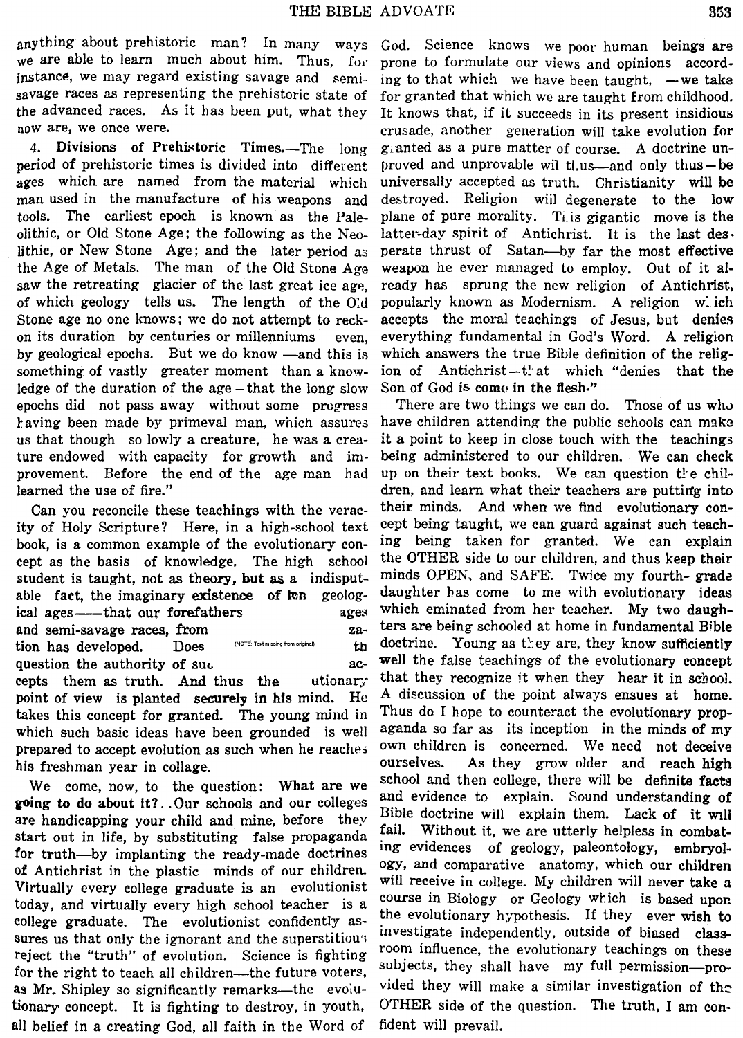anything about prehistoric man? In many ways we are able to learn much about him. Thus, for instance, we may regard existing savage and semi-savage races as representing the prehistoric state of the advanced races. As it has been put, what they now are, we once were.

4. **Divisions of Prehistoric Times.**—The long period of prehistoric times is divided into different ages which are named from the material which man used in the manufacture of his weapons and tools. The earliest epoch is known as the Paleolithic, or Old Stone Age; the following as the Neolithic, or New Stone Age; and the later period as the Age of Metals. The man of the Old Stone Age saw the retreating glacier of the last great ice age, of which geology tells us. The length of the Old Stone age no one knows; we do not attempt to reckon its duration by centuries or millenniums even, by geological epochs. But we do know —and this is something of vastly greater moment than a knowledge of the duration of the age – that the long slow epochs did not pass away without some progress having been made by primeval man, which assures us that though so lowly a creature, he was a creature endowed with capacity for growth and improvement. Before the end of the age man had learned the use of fire."

Can you reconcile these teachings with the veracity of Holy Scripture? Here, in a high-school text book, is a common example of the evolutionary concept as the basis of knowledge. The high school student is taught, not as theory, but as a indisputable fact, the imaginary existence of ēon geological ages——that our forefathers ages and semi-savage races, from za- tion has developed. Does (NOTE: Text missing from original) th question the authority of suc ac- cepts them as truth. And thus the utionary point of view is planted securely in his mind. He takes this concept for granted. The young mind in which such basic ideas have been grounded is well prepared to accept evolution as such when he reaches his freshman year in collage.

We come, now, to the question: **What are we going to do about it?**..Our schools and our colleges are handicapping your child and mine, before they start out in life, by substituting false propaganda for truth—by implanting the ready-made doctrines of Antichrist in the plastic minds of our children. Virtually every college graduate is an evolutionist today, and virtually every high school teacher is a college graduate. The evolutionist confidently assures us that only the ignorant and the superstitious reject the "truth" of evolution. Science is fighting for the right to teach all children—the future voters, as Mr. Shipley so significantly remarks—the evolutionary concept. It is fighting to destroy, in youth, all belief in a creating God, all faith in the Word of God. Science knows we poor human beings are prone to formulate our views and opinions according to that which we have been taught, —we take for granted that which we are taught from childhood. It knows that, if it succeeds in its present insidious crusade, another generation will take evolution for granted as a pure matter of course. A doctrine unproved and unprovable wil thus—and only thus—be universally accepted as truth. Christianity will be destroyed. Religion will degenerate to the low plane of pure morality. This gigantic move is the latter-day spirit of Antichrist. It is the last desperate thrust of Satan—by far the most effective weapon he ever managed to employ. Out of it already has sprung the new religion of Antichrist, popularly known as Modernism. A religion which accepts the moral teachings of Jesus, but denies everything fundamental in God's Word. A religion which answers the true Bible definition of the religion of Antichrist—that which "denies that the Son of God **is come in the flesh.**"

There are two things we can do. Those of us who have children attending the public schools can make it a point to keep in close touch with the teachings being administered to our children. We can check up on their text books. We can question the children, and learn what their teachers are putting into their minds. And when we find evolutionary concept being taught, we can guard against such teaching being taken for granted. We can explain the OTHER side to our children, and thus keep their minds OPEN, and SAFE. Twice my fourth- grade daughter has come to me with evolutionary ideas which eminated from her teacher. My two daughters are being schooled at home in fundamental Bible doctrine. Young as they are, they know sufficiently well the false teachings of the evolutionary concept that they recognize it when they hear it in school. A discussion of the point always ensues at home. Thus do I hope to counteract the evolutionary propaganda so far as its inception in the minds of my own children is concerned. We need not deceive ourselves. As they grow older and reach high school and then college, there will be definite facts and evidence to explain. Sound understanding of Bible doctrine will explain them. Lack of it will fail. Without it, we are utterly helpless in combating evidences of geology, paleontology, embryology, and comparative anatomy, which our children will receive in college. My children will never take a course in Biology or Geology which is based upon the evolutionary hypothesis. If they ever wish to investigate independently, outside of biased classroom influence, the evolutionary teachings on these subjects, they shall have my full permission—provided they will make a similar investigation of the OTHER side of the question. The truth, I am confident will prevail.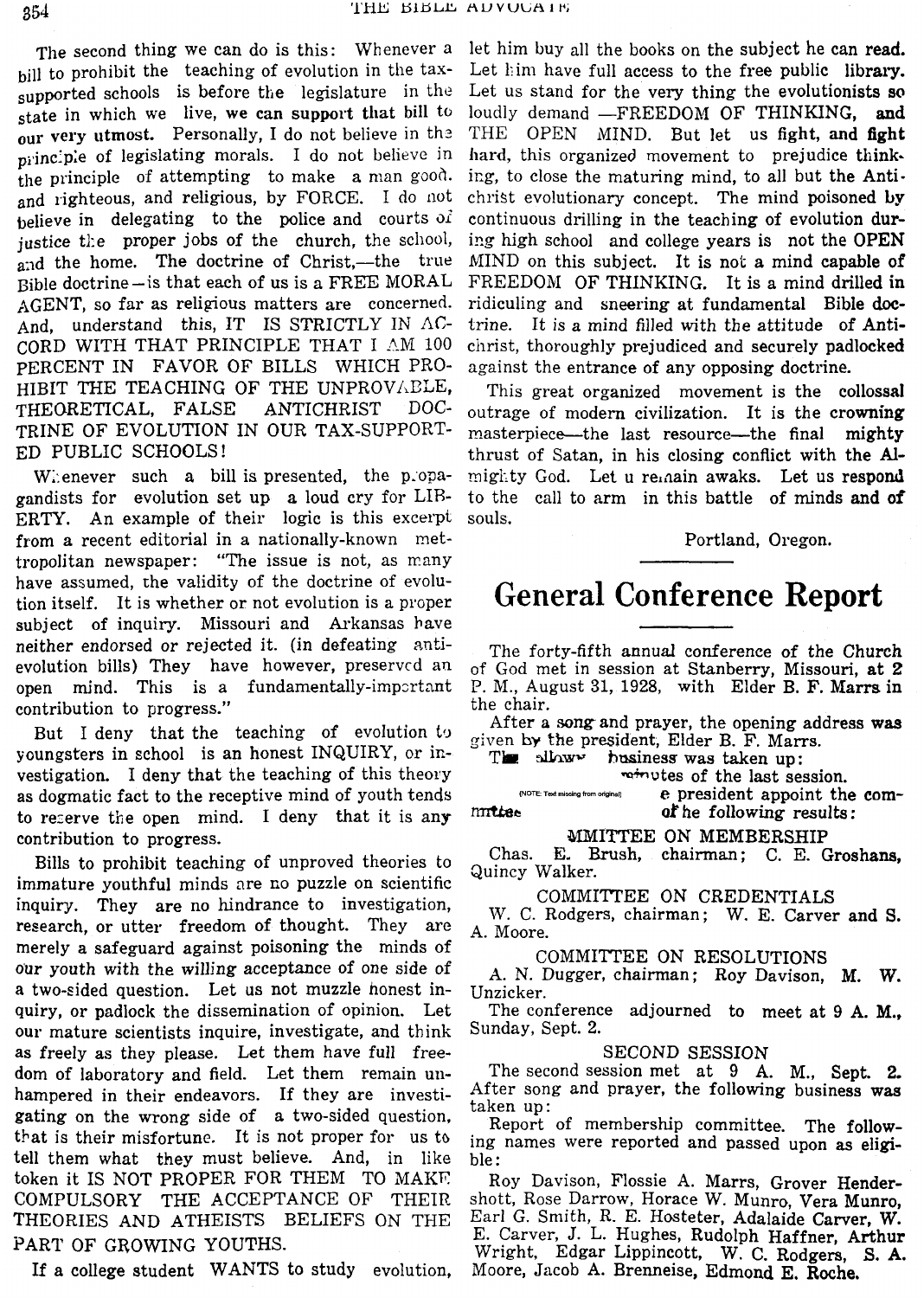The second thing we can do is this: Whenever a bill to prohibit the teaching of evolution in the tax-supported schools is before the legislature in the state in which we live, **we can support that bill to our very utmost.** Personally, I do not believe in the principle of legislating morals. I do not believe in the principle of attempting to make a man good, and righteous, and religious, by FORCE. I do not believe in delegating to the police and courts of justice the proper jobs of the church, the school, and the home. The doctrine of Christ,—the true Bible doctrine—is that each of us is a FREE MORAL AGENT, so far as religious matters are concerned. And, understand this, IT IS STRICTLY IN ACCORD WITH THAT PRINCIPLE THAT I AM 100 PERCENT IN FAVOR OF BILLS WHICH PROHIBIT THE TEACHING OF THE UNPROVABLE, THEORETICAL, FALSE ANTICHRIST DOCTRINE OF EVOLUTION IN OUR TAX-SUPPORTED PUBLIC SCHOOLS!

Whenever such a bill is presented, the propagandists for evolution set up a loud cry for LIBERTY. An example of their logic is this excerpt from a recent editorial in a nationally-known mettropolitan newspaper: "The issue is not, as many have assumed, the validity of the doctrine of evolution itself. It is whether or not evolution is a proper subject of inquiry. Missouri and Arkansas have neither endorsed or rejected it. (in defeating anti-evolution bills) They have however, preserved an open mind. This is a fundamentally-important contribution to progress."

But I deny that the teaching of evolution to youngsters in school is an honest INQUIRY, or investigation. I deny that the teaching of this theory as dogmatic fact to the receptive mind of youth tends to reserve the open mind. I deny that it is any contribution to progress.

Bills to prohibit teaching of unproved theories to immature youthful minds are no puzzle on scientific inquiry. They are no hindrance to investigation, research, or utter freedom of thought. They are merely a safeguard against poisoning the minds of our youth with the willing acceptance of one side of a two-sided question. Let us not muzzle honest inquiry, or padlock the dissemination of opinion. Let our mature scientists inquire, investigate, and think as freely as they please. Let them have full freedom of laboratory and field. Let them remain unhampered in their endeavors. If they are investigating on the wrong side of a two-sided question, that is their misfortune. It is not proper for us to tell them what they must believe. And, in like token it IS NOT PROPER FOR THEM TO MAKE COMPULSORY THE ACCEPTANCE OF THEIR THEORIES AND ATHEISTS BELIEFS ON THE PART OF GROWING YOUTHS.

If a college student WANTS to study evolution, let him buy all the books on the subject he can **read.** Let him have full access to the free public **library.** Let us stand for the very thing the evolutionists **so** loudly demand —FREEDOM OF THINKING, **and** THE OPEN MIND. But let us **fight, and fight** hard, this organized movement to prejudice thinking, to close the maturing mind, to all but the Antichrist evolutionary concept. The mind poisoned by continuous drilling in the teaching of evolution during high school and college years is not the OPEN MIND on this subject. It is not a mind capable of FREEDOM OF THINKING. It is a mind drilled in ridiculing and sneering at fundamental Bible doctrine. It is a mind filled with the attitude of Antichrist, thoroughly prejudiced and securely padlocked against the entrance of any opposing doctrine.

This great organized movement is the collossal outrage of modern civilization. It is the crowning masterpiece—the last resource—the final mighty thrust of Satan, in his closing conflict with the Almighty God. Let u remain awake. Let us respond to the call to arm in this battle of minds and of souls.

Portland, Oregon.

# General Conference Report

The forty-fifth annual conference of the Church of God met in session at Stanberry, Missouri, at 2 P. M., August 31, 1928, with Elder B. F. Marrs in the chair.

After a song and prayer, the opening address was given by the president, Elder B. F. Marrs.

The following business was taken up: minutes of the last session.

(NOTE: Text missing from original) e president appoint the committee of the following results:

MMITTEE ON MEMBERSHIP

Chas. E. Brush, chairman; C. E. Groshans, Quincy Walker.

COMMITTEE ON CREDENTIALS

W. C. Rodgers, chairman; W. E. Carver and S. A. Moore.

COMMITTEE ON RESOLUTIONS

A. N. Dugger, chairman; Roy Davison, M. W. Unzicker.

The conference adjourned to meet at 9 A. M., Sunday, Sept. 2.

SECOND SESSION

The second session met at 9 A. M., Sept. 2. After song and prayer, the following business was taken up:

Report of membership committee. The following names were reported and passed upon as eligible:

Roy Davison, Flossie A. Marrs, Grover Hendershott, Rose Darrow, Horace W. Munro, Vera Munro, Earl G. Smith, R. E. Hosteter, Adalaide Carver, W. E. Carver, J. L. Hughes, Rudolph Haffner, Arthur Wright, Edgar Lippincott, W. C. Rodgers, S. A. Moore, Jacob A. Brenneise, Edmond E. Roche.